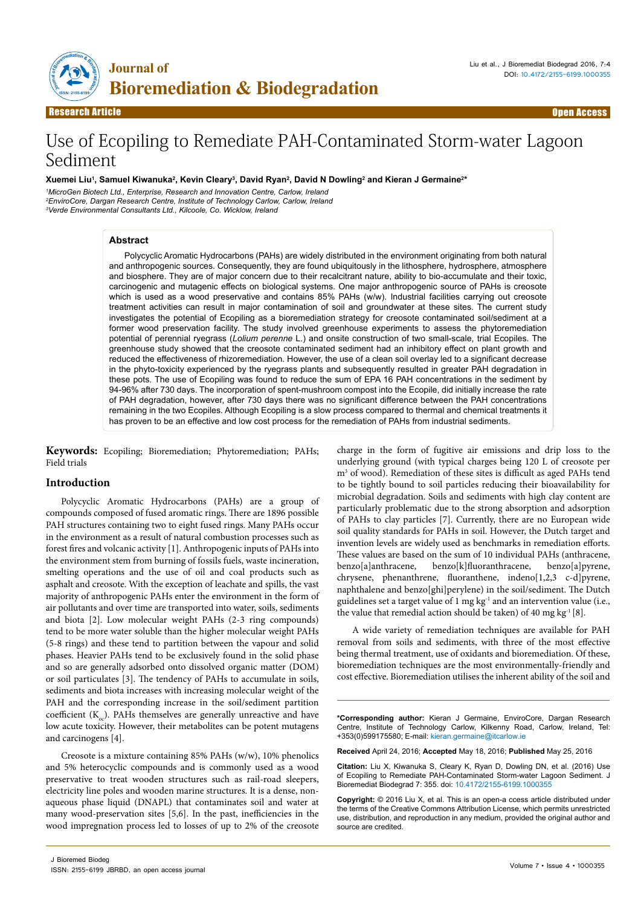Research Article — Open Access

# Use of Ecopiling to Remediate PAH-Contaminated Storm-water Lagoon Sediment

**Xuemei Liu[1], Samuel Kiwanuka[2], Kevin Cleary[3], David Ryan[2], David N Dowling[2] and Kieran J Germaine[2]***

*[1]MicroGen Biotech Ltd., Enterprise, Research and Innovation Centre, Carlow, Ireland*
*[2]EnviroCore, Dargan Research Centre, Institute of Technology Carlow, Carlow, Ireland*
*[3]Verde Environmental Consultants Ltd., Kilcoole, Co. Wicklow, Ireland*

## Abstract

Polycyclic Aromatic Hydrocarbons (PAHs) are widely distributed in the environment originating from both natural and anthropogenic sources. Consequently, they are found ubiquitously in the lithosphere, hydrosphere, atmosphere and biosphere. They are of major concern due to their recalcitrant nature, ability to bio-accumulate and their toxic, carcinogenic and mutagenic effects on biological systems. One major anthropogenic source of PAHs is creosote which is used as a wood preservative and contains 85% PAHs (w/w). Industrial facilities carrying out creosote treatment activities can result in major contamination of soil and groundwater at these sites. The current study investigates the potential of Ecopiling as a bioremediation strategy for creosote contaminated soil/sediment at a former wood preservation facility. The study involved greenhouse experiments to assess the phytoremediation potential of perennial ryegrass (*Lolium perenne* L.) and onsite construction of two small-scale, trial Ecopiles. The greenhouse study showed that the creosote contaminated sediment had an inhibitory effect on plant growth and reduced the effectiveness of rhizoremediation. However, the use of a clean soil overlay led to a significant decrease in the phyto-toxicity experienced by the ryegrass plants and subsequently resulted in greater PAH degradation in these pots. The use of Ecopiling was found to reduce the sum of EPA 16 PAH concentrations in the sediment by 94-96% after 730 days. The incorporation of spent-mushroom compost into the Ecopile, did initially increase the rate of PAH degradation, however, after 730 days there was no significant difference between the PAH concentrations remaining in the two Ecopiles. Although Ecopiling is a slow process compared to thermal and chemical treatments it has proven to be an effective and low cost process for the remediation of PAHs from industrial sediments.

**Keywords:** Ecopiling; Bioremediation; Phytoremediation; PAHs; Field trials

## Introduction

Polycyclic Aromatic Hydrocarbons (PAHs) are a group of compounds composed of fused aromatic rings. There are 1896 possible PAH structures containing two to eight fused rings. Many PAHs occur in the environment as a result of natural combustion processes such as forest fires and volcanic activity [1]. Anthropogenic inputs of PAHs into the environment stem from burning of fossils fuels, waste incineration, smelting operations and the use of oil and coal products such as asphalt and creosote. With the exception of leachate and spills, the vast majority of anthropogenic PAHs enter the environment in the form of air pollutants and over time are transported into water, soils, sediments and biota [2]. Low molecular weight PAHs (2-3 ring compounds) tend to be more water soluble than the higher molecular weight PAHs (5-8 rings) and these tend to partition between the vapour and solid phases. Heavier PAHs tend to be exclusively found in the solid phase and so are generally adsorbed onto dissolved organic matter (DOM) or soil particulates [3]. The tendency of PAHs to accumulate in soils, sediments and biota increases with increasing molecular weight of the PAH and the corresponding increase in the soil/sediment partition coefficient ($K_{oc}$). PAHs themselves are generally unreactive and have low acute toxicity. However, their metabolites can be potent mutagens and carcinogens [4].

Creosote is a mixture containing 85% PAHs (w/w), 10% phenolics and 5% heterocyclic compounds and is commonly used as a wood preservative to treat wooden structures such as rail-road sleepers, electricity line poles and wooden marine structures. It is a dense, non-aqueous phase liquid (DNAPL) that contaminates soil and water at many wood-preservation sites [5,6]. In the past, inefficiencies in the wood impregnation process led to losses of up to 2% of the creosote charge in the form of fugitive air emissions and drip loss to the underlying ground (with typical charges being 120 L of creosote per $m^3$ of wood). Remediation of these sites is difficult as aged PAHs tend to be tightly bound to soil particles reducing their bioavailability for microbial degradation. Soils and sediments with high clay content are particularly problematic due to the strong absorption and adsorption of PAHs to clay particles [7]. Currently, there are no European wide soil quality standards for PAHs in soil. However, the Dutch target and invention levels are widely used as benchmarks in remediation efforts. These values are based on the sum of 10 individual PAHs (anthracene, benzo[a]anthracene, benzo[k]fluoranthracene, benzo[a]pyrene, chrysene, phenanthrene, fluoranthene, indeno[1,2,3 c-d]pyrene, naphthalene and benzo[ghi]perylene) in the soil/sediment. The Dutch guidelines set a target value of 1 mg $kg^{-1}$ and an intervention value (i.e., the value that remedial action should be taken) of 40 mg $kg^{-1}$ [8].

A wide variety of remediation techniques are available for PAH removal from soils and sediments, with three of the most effective being thermal treatment, use of oxidants and bioremediation. Of these, bioremediation techniques are the most environmentally-friendly and cost effective. Bioremediation utilises the inherent ability of the soil and

**\*Corresponding author:** Kieran J Germaine, EnviroCore, Dargan Research Centre, Institute of Technology Carlow, Kilkenny Road, Carlow, Ireland, Tel: +353(0)599175580; E-mail: kieran.germaine@itcarlow.ie

**Received** April 24, 2016; **Accepted** May 18, 2016; **Published** May 25, 2016

**Citation:** Liu X, Kiwanuka S, Cleary K, Ryan D, Dowling DN, et al. (2016) Use of Ecopiling to Remediate PAH-Contaminated Storm-water Lagoon Sediment. J Bioremediat Biodegrad 7: 355. doi: 10.4172/2155-6199.1000355

**Copyright:** © 2016 Liu X, et al. This is an open-a ccess article distributed under the terms of the Creative Commons Attribution License, which permits unrestricted use, distribution, and reproduction in any medium, provided the original author and source are credited.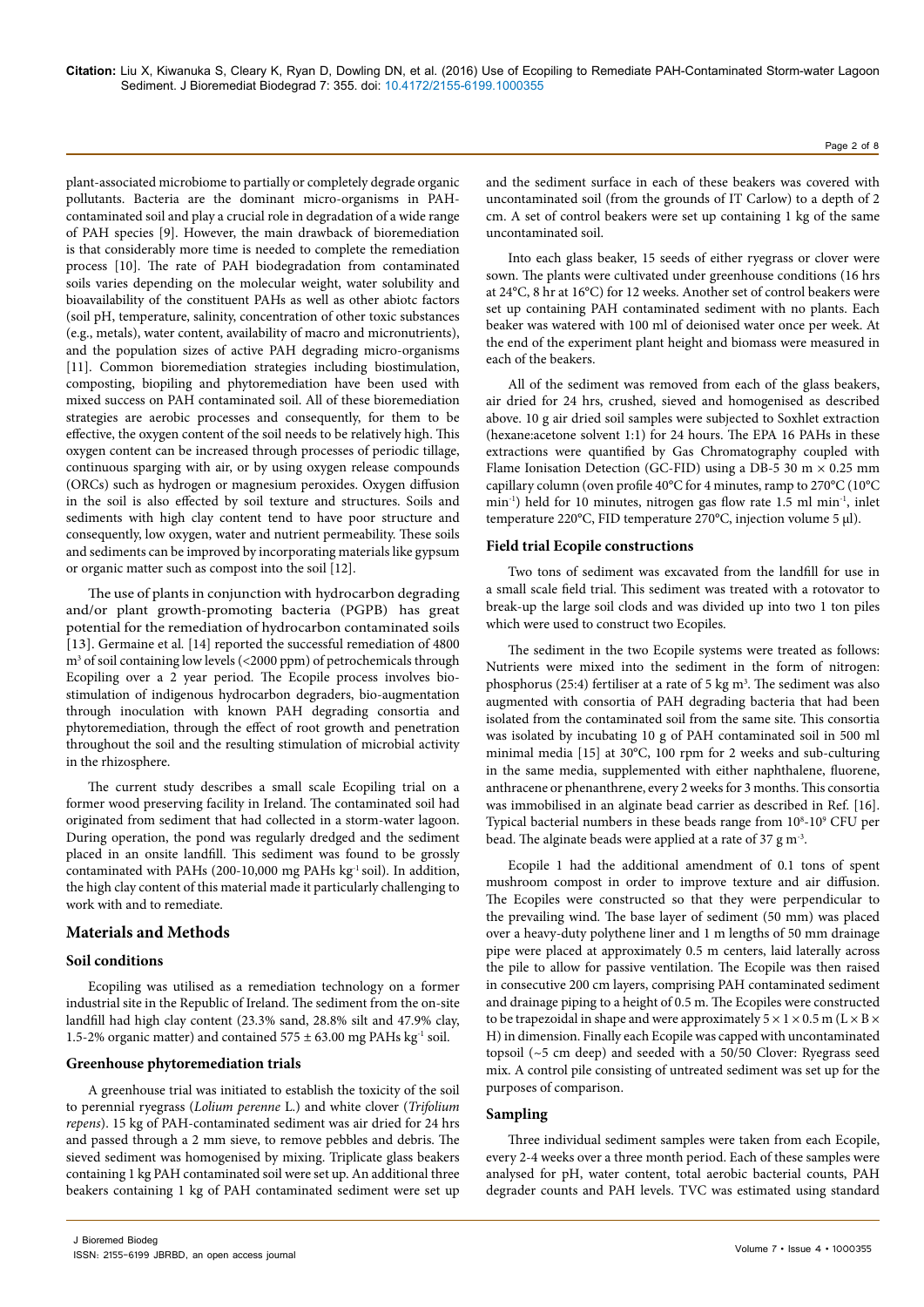plant-associated microbiome to partially or completely degrade organic pollutants. Bacteria are the dominant micro-organisms in PAH-contaminated soil and play a crucial role in degradation of a wide range of PAH species [9]. However, the main drawback of bioremediation is that considerably more time is needed to complete the remediation process [10]. The rate of PAH biodegradation from contaminated soils varies depending on the molecular weight, water solubility and bioavailability of the constituent PAHs as well as other abiotc factors (soil pH, temperature, salinity, concentration of other toxic substances (e.g., metals), water content, availability of macro and micronutrients), and the population sizes of active PAH degrading micro-organisms [11]. Common bioremediation strategies including biostimulation, composting, biopiling and phytoremediation have been used with mixed success on PAH contaminated soil. All of these bioremediation strategies are aerobic processes and consequently, for them to be effective, the oxygen content of the soil needs to be relatively high. This oxygen content can be increased through processes of periodic tillage, continuous sparging with air, or by using oxygen release compounds (ORCs) such as hydrogen or magnesium peroxides. Oxygen diffusion in the soil is also effected by soil texture and structures. Soils and sediments with high clay content tend to have poor structure and consequently, low oxygen, water and nutrient permeability. These soils and sediments can be improved by incorporating materials like gypsum or organic matter such as compost into the soil [12].

The use of plants in conjunction with hydrocarbon degrading and/or plant growth-promoting bacteria (PGPB) has great potential for the remediation of hydrocarbon contaminated soils [13]. Germaine et al. [14] reported the successful remediation of 4800 $m^3$ of soil containing low levels (<2000 ppm) of petrochemicals through Ecopiling over a 2 year period. The Ecopile process involves bio-stimulation of indigenous hydrocarbon degraders, bio-augmentation through inoculation with known PAH degrading consortia and phytoremediation, through the effect of root growth and penetration throughout the soil and the resulting stimulation of microbial activity in the rhizosphere.

The current study describes a small scale Ecopiling trial on a former wood preserving facility in Ireland. The contaminated soil had originated from sediment that had collected in a storm-water lagoon. During operation, the pond was regularly dredged and the sediment placed in an onsite landfill. This sediment was found to be grossly contaminated with PAHs (200-10,000 mg PAHs $kg^{-1}$ soil). In addition, the high clay content of this material made it particularly challenging to work with and to remediate.

## Materials and Methods

### Soil conditions

Ecopiling was utilised as a remediation technology on a former industrial site in the Republic of Ireland. The sediment from the on-site landfill had high clay content (23.3% sand, 28.8% silt and 47.9% clay, 1.5-2% organic matter) and contained 575 ± 63.00 mg PAHs $kg^{-1}$ soil.

### Greenhouse phytoremediation trials

A greenhouse trial was initiated to establish the toxicity of the soil to perennial ryegrass (*Lolium perenne* L.) and white clover (*Trifolium repens*). 15 kg of PAH-contaminated sediment was air dried for 24 hrs and passed through a 2 mm sieve, to remove pebbles and debris. The sieved sediment was homogenised by mixing. Triplicate glass beakers containing 1 kg PAH contaminated soil were set up. An additional three beakers containing 1 kg of PAH contaminated sediment were set up and the sediment surface in each of these beakers was covered with uncontaminated soil (from the grounds of IT Carlow) to a depth of 2 cm. A set of control beakers were set up containing 1 kg of the same uncontaminated soil.

Into each glass beaker, 15 seeds of either ryegrass or clover were sown. The plants were cultivated under greenhouse conditions (16 hrs at 24°C, 8 hr at 16°C) for 12 weeks. Another set of control beakers were set up containing PAH contaminated sediment with no plants. Each beaker was watered with 100 ml of deionised water once per week. At the end of the experiment plant height and biomass were measured in each of the beakers.

All of the sediment was removed from each of the glass beakers, air dried for 24 hrs, crushed, sieved and homogenised as described above. 10 g air dried soil samples were subjected to Soxhlet extraction (hexane:acetone solvent 1:1) for 24 hours. The EPA 16 PAHs in these extractions were quantified by Gas Chromatography coupled with Flame Ionisation Detection (GC-FID) using a DB-5 30 m × 0.25 mm capillary column (oven profile 40°C for 4 minutes, ramp to 270°C (10°C $min^{-1}$) held for 10 minutes, nitrogen gas flow rate 1.5 ml $min^{-1}$, inlet temperature 220°C, FID temperature 270°C, injection volume 5 µl).

### Field trial Ecopile constructions

Two tons of sediment was excavated from the landfill for use in a small scale field trial. This sediment was treated with a rotovator to break-up the large soil clods and was divided up into two 1 ton piles which were used to construct two Ecopiles.

The sediment in the two Ecopile systems were treated as follows: Nutrients were mixed into the sediment in the form of nitrogen: phosphorus (25:4) fertiliser at a rate of 5 kg $m^3$. The sediment was also augmented with consortia of PAH degrading bacteria that had been isolated from the contaminated soil from the same site. This consortia was isolated by incubating 10 g of PAH contaminated soil in 500 ml minimal media [15] at 30°C, 100 rpm for 2 weeks and sub-culturing in the same media, supplemented with either naphthalene, fluorene, anthracene or phenanthrene, every 2 weeks for 3 months. This consortia was immobilised in an alginate bead carrier as described in Ref. [16]. Typical bacterial numbers in these beads range from $10^8$-$10^9$ CFU per bead. The alginate beads were applied at a rate of 37 g $m^{-3}$.

Ecopile 1 had the additional amendment of 0.1 tons of spent mushroom compost in order to improve texture and air diffusion. The Ecopiles were constructed so that they were perpendicular to the prevailing wind. The base layer of sediment (50 mm) was placed over a heavy-duty polythene liner and 1 m lengths of 50 mm drainage pipe were placed at approximately 0.5 m centers, laid laterally across the pile to allow for passive ventilation. The Ecopile was then raised in consecutive 200 cm layers, comprising PAH contaminated sediment and drainage piping to a height of 0.5 m. The Ecopiles were constructed to be trapezoidal in shape and were approximately 5 × 1 × 0.5 m (L × B × H) in dimension. Finally each Ecopile was capped with uncontaminated topsoil (~5 cm deep) and seeded with a 50/50 Clover: Ryegrass seed mix. A control pile consisting of untreated sediment was set up for the purposes of comparison.

### Sampling

Three individual sediment samples were taken from each Ecopile, every 2-4 weeks over a three month period. Each of these samples were analysed for pH, water content, total aerobic bacterial counts, PAH degrader counts and PAH levels. TVC was estimated using standard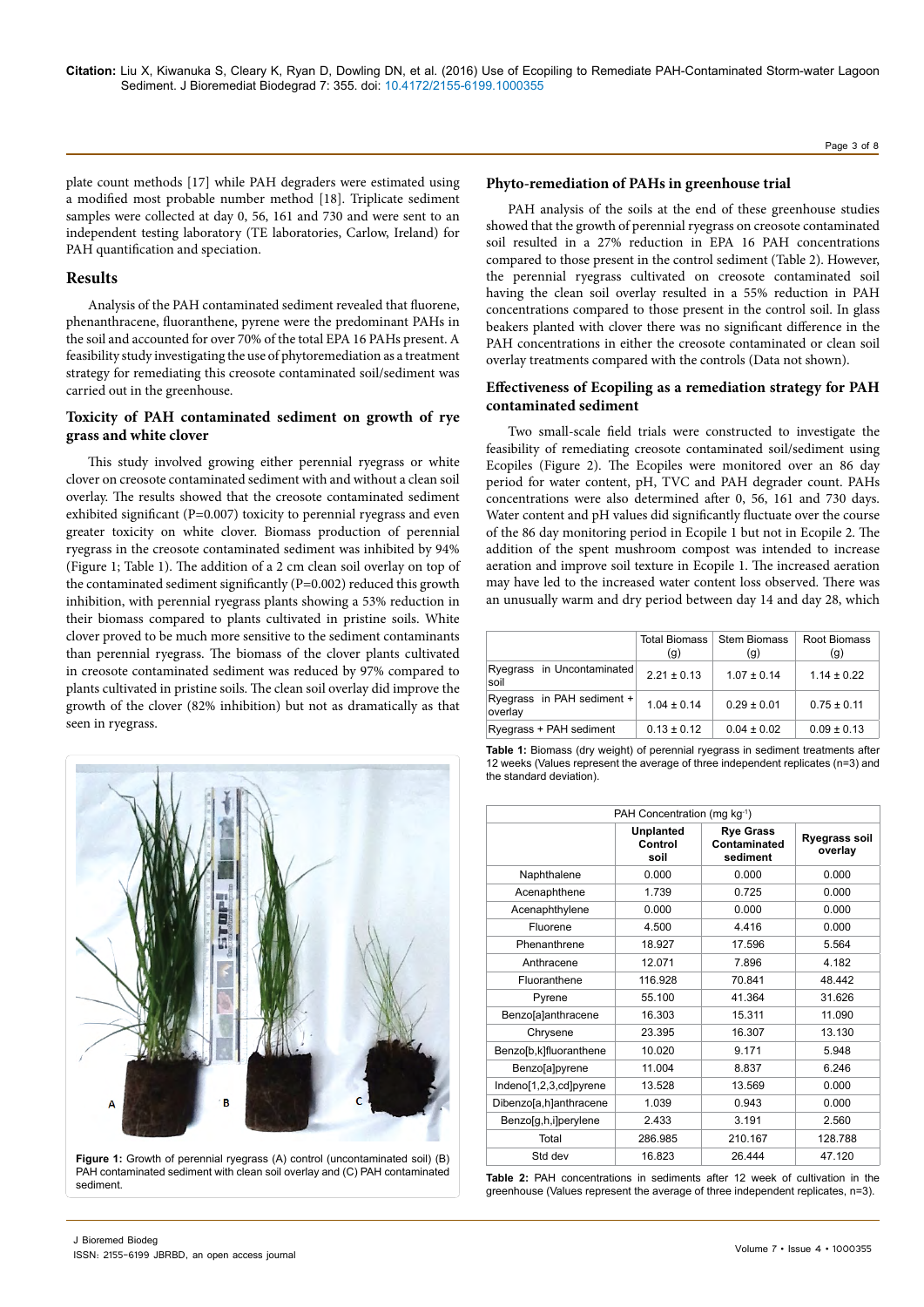plate count methods [17] while PAH degraders were estimated using a modified most probable number method [18]. Triplicate sediment samples were collected at day 0, 56, 161 and 730 and were sent to an independent testing laboratory (TE laboratories, Carlow, Ireland) for PAH quantification and speciation.

## Results

Analysis of the PAH contaminated sediment revealed that fluorene, phenanthracene, fluoranthene, pyrene were the predominant PAHs in the soil and accounted for over 70% of the total EPA 16 PAHs present. A feasibility study investigating the use of phytoremediation as a treatment strategy for remediating this creosote contaminated soil/sediment was carried out in the greenhouse.

### Toxicity of PAH contaminated sediment on growth of rye grass and white clover

This study involved growing either perennial ryegrass or white clover on creosote contaminated sediment with and without a clean soil overlay. The results showed that the creosote contaminated sediment exhibited significant ($P=0.007$) toxicity to perennial ryegrass and even greater toxicity on white clover. Biomass production of perennial ryegrass in the creosote contaminated sediment was inhibited by 94% (Figure 1; Table 1). The addition of a 2 cm clean soil overlay on top of the contaminated sediment significantly ($P=0.002$) reduced this growth inhibition, with perennial ryegrass plants showing a 53% reduction in their biomass compared to plants cultivated in pristine soils. White clover proved to be much more sensitive to the sediment contaminants than perennial ryegrass. The biomass of the clover plants cultivated in creosote contaminated sediment was reduced by 97% compared to plants cultivated in pristine soils. The clean soil overlay did improve the growth of the clover (82% inhibition) but not as dramatically as that seen in ryegrass.

**Figure 1:** Growth of perennial ryegrass (A) control (uncontaminated soil) (B) PAH contaminated sediment with clean soil overlay and (C) PAH contaminated sediment.

### Phyto-remediation of PAHs in greenhouse trial

PAH analysis of the soils at the end of these greenhouse studies showed that the growth of perennial ryegrass on creosote contaminated soil resulted in a 27% reduction in EPA 16 PAH concentrations compared to those present in the control sediment (Table 2). However, the perennial ryegrass cultivated on creosote contaminated soil having the clean soil overlay resulted in a 55% reduction in PAH concentrations compared to those present in the control soil. In glass beakers planted with clover there was no significant difference in the PAH concentrations in either the creosote contaminated or clean soil overlay treatments compared with the controls (Data not shown).

### Effectiveness of Ecopiling as a remediation strategy for PAH contaminated sediment

Two small-scale field trials were constructed to investigate the feasibility of remediating creosote contaminated soil/sediment using Ecopiles (Figure 2). The Ecopiles were monitored over an 86 day period for water content, pH, TVC and PAH degrader count. PAHs concentrations were also determined after 0, 56, 161 and 730 days. Water content and pH values did significantly fluctuate over the course of the 86 day monitoring period in Ecopile 1 but not in Ecopile 2. The addition of the spent mushroom compost was intended to increase aeration and improve soil texture in Ecopile 1. The increased aeration may have led to the increased water content loss observed. There was an unusually warm and dry period between day 14 and day 28, which

| | Total Biomass (g) | Stem Biomass (g) | Root Biomass (g) |
|---|---|---|---|
| Ryegrass in Uncontaminated soil | 2.21 ± 0.13 | 1.07 ± 0.14 | 1.14 ± 0.22 |
| Ryegrass in PAH sediment + overlay | 1.04 ± 0.14 | 0.29 ± 0.01 | 0.75 ± 0.11 |
| Ryegrass + PAH sediment | 0.13 ± 0.12 | 0.04 ± 0.02 | 0.09 ± 0.13 |

**Table 1:** Biomass (dry weight) of perennial ryegrass in sediment treatments after 12 weeks (Values represent the average of three independent replicates (n=3) and the standard deviation).

| PAH Concentration (mg kg$^{-1}$) | | | |
|---|---|---|---|
| | **Unplanted Control soil** | **Rye Grass Contaminated sediment** | **Ryegrass soil overlay** |
| Naphthalene | 0.000 | 0.000 | 0.000 |
| Acenaphthene | 1.739 | 0.725 | 0.000 |
| Acenaphthylene | 0.000 | 0.000 | 0.000 |
| Fluorene | 4.500 | 4.416 | 0.000 |
| Phenanthrene | 18.927 | 17.596 | 5.564 |
| Anthracene | 12.071 | 7.896 | 4.182 |
| Fluoranthene | 116.928 | 70.841 | 48.442 |
| Pyrene | 55.100 | 41.364 | 31.626 |
| Benzo[a]anthracene | 16.303 | 15.311 | 11.090 |
| Chrysene | 23.395 | 16.307 | 13.130 |
| Benzo[b,k]fluoranthene | 10.020 | 9.171 | 5.948 |
| Benzo[a]pyrene | 11.004 | 8.837 | 6.246 |
| Indeno[1,2,3,cd]pyrene | 13.528 | 13.569 | 0.000 |
| Dibenzo[a,h]anthracene | 1.039 | 0.943 | 0.000 |
| Benzo[g,h,i]perylene | 2.433 | 3.191 | 2.560 |
| Total | 286.985 | 210.167 | 128.788 |
| Std dev | 16.823 | 26.444 | 47.120 |

**Table 2:** PAH concentrations in sediments after 12 week of cultivation in the greenhouse (Values represent the average of three independent replicates, n=3).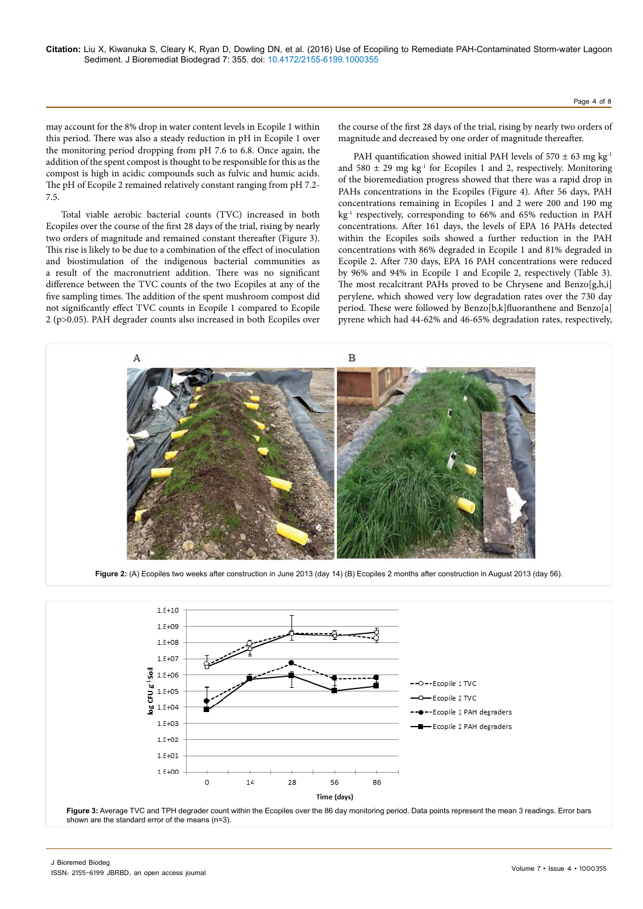may account for the 8% drop in water content levels in Ecopile 1 within this period. There was also a steady reduction in pH in Ecopile 1 over the monitoring period dropping from pH 7.6 to 6.8. Once again, the addition of the spent compost is thought to be responsible for this as the compost is high in acidic compounds such as fulvic and humic acids. The pH of Ecopile 2 remained relatively constant ranging from pH 7.2-7.5.

Total viable aerobic bacterial counts (TVC) increased in both Ecopiles over the course of the first 28 days of the trial, rising by nearly two orders of magnitude and remained constant thereafter (Figure 3). This rise is likely to be due to a combination of the effect of inoculation and biostimulation of the indigenous bacterial communities as a result of the macronutrient addition. There was no significant difference between the TVC counts of the two Ecopiles at any of the five sampling times. The addition of the spent mushroom compost did not significantly effect TVC counts in Ecopile 1 compared to Ecopile 2 ($p>0.05$). PAH degrader counts also increased in both Ecopiles over the course of the first 28 days of the trial, rising by nearly two orders of magnitude and decreased by one order of magnitude thereafter.

PAH quantification showed initial PAH levels of 570 ± 63 mg kg$^{-1}$ and 580 ± 29 mg kg$^{-1}$ for Ecopiles 1 and 2, respectively. Monitoring of the bioremediation progress showed that there was a rapid drop in PAHs concentrations in the Ecopiles (Figure 4). After 56 days, PAH concentrations remaining in Ecopiles 1 and 2 were 200 and 190 mg kg$^{-1}$ respectively, corresponding to 66% and 65% reduction in PAH concentrations. After 161 days, the levels of EPA 16 PAHs detected within the Ecopiles soils showed a further reduction in the PAH concentrations with 86% degraded in Ecopile 1 and 81% degraded in Ecopile 2. After 730 days, EPA 16 PAH concentrations were reduced by 96% and 94% in Ecopile 1 and Ecopile 2, respectively (Table 3). The most recalcitrant PAHs proved to be Chrysene and Benzo[g,h,i]perylene, which showed very low degradation rates over the 730 day period. These were followed by Benzo[b,k]fluoranthene and Benzo[a]pyrene which had 44-62% and 46-65% degradation rates, respectively,

**Figure 2:** (A) Ecopiles two weeks after construction in June 2013 (day 14) (B) Ecopiles 2 months after construction in August 2013 (day 56).

**Figure 3:** Average TVC and TPH degrader count within the Ecopiles over the 86 day monitoring period. Data points represent the mean 3 readings. Error bars shown are the standard error of the means (n=3).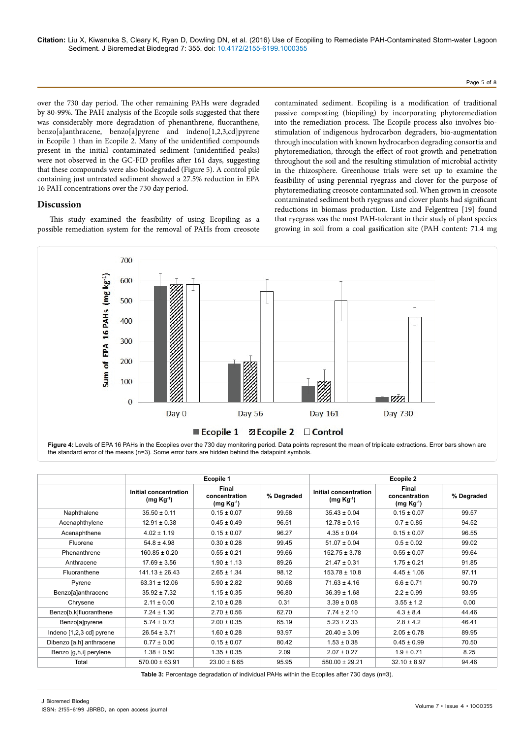over the 730 day period. The other remaining PAHs were degraded by 80-99%. The PAH analysis of the Ecopile soils suggested that there was considerably more degradation of phenanthrene, fluoranthene, benzo[a]anthracene, benzo[a]pyrene and indeno[1,2,3,cd]pyrene in Ecopile 1 than in Ecopile 2. Many of the unidentified compounds present in the initial contaminated sediment (unidentified peaks) were not observed in the GC-FID profiles after 161 days, suggesting that these compounds were also biodegraded (Figure 5). A control pile containing just untreated sediment showed a 27.5% reduction in EPA 16 PAH concentrations over the 730 day period.

## Discussion

This study examined the feasibility of using Ecopiling as a possible remediation system for the removal of PAHs from creosote contaminated sediment. Ecopiling is a modification of traditional passive composting (biopiling) by incorporating phytoremediation into the remediation process. The Ecopile process also involves bio-stimulation of indigenous hydrocarbon degraders, bio-augmentation through inoculation with known hydrocarbon degrading consortia and phytoremediation, through the effect of root growth and penetration throughout the soil and the resulting stimulation of microbial activity in the rhizosphere. Greenhouse trials were set up to examine the feasibility of using perennial ryegrass and clover for the purpose of phytoremediating creosote contaminated soil. When grown in creosote contaminated sediment both ryegrass and clover plants had significant reductions in biomass production. Liste and Felgentreu [19] found that ryegrass was the most PAH-tolerant in their study of plant species growing in soil from a coal gasification site (PAH content: 71.4 mg

**Figure 4:** Levels of EPA 16 PAHs in the Ecopiles over the 730 day monitoring period. Data points represent the mean of triplicate extractions. Error bars shown are the standard error of the means (n=3). Some error bars are hidden behind the datapoint symbols.

| | Ecopile 1 | | | Ecopile 2 | | |
|---|---|---|---|---|---|---|
| | Initial concentration (mg Kg$^{-1}$) | Final concentration (mg Kg$^{-1}$) | % Degraded | Initial concentration (mg Kg$^{-1}$) | Final concentration (mg Kg$^{-1}$) | % Degraded |
| Naphthalene | 35.50 ± 0.11 | 0.15 ± 0.07 | 99.58 | 35.43 ± 0.04 | 0.15 ± 0.07 | 99.57 |
| Acenaphthylene | 12.91 ± 0.38 | 0.45 ± 0.49 | 96.51 | 12.78 ± 0.15 | 0.7 ± 0.85 | 94.52 |
| Acenaphthene | 4.02 ± 1.19 | 0.15 ± 0.07 | 96.27 | 4.35 ± 0.04 | 0.15 ± 0.07 | 96.55 |
| Fluorene | 54.8 ± 4.98 | 0.30 ± 0.28 | 99.45 | 51.07 ± 0.04 | 0.5 ± 0.02 | 99.02 |
| Phenanthrene | 160.85 ± 0.20 | 0.55 ± 0.21 | 99.66 | 152.75 ± 3.78 | 0.55 ± 0.07 | 99.64 |
| Anthracene | 17.69 ± 3.56 | 1.90 ± 1.13 | 89.26 | 21.47 ± 0.31 | 1.75 ± 0.21 | 91.85 |
| Fluoranthene | 141.13 ± 26.43 | 2.65 ± 1.34 | 98.12 | 153.78 ± 10.8 | 4.45 ± 1.06 | 97.11 |
| Pyrene | 63.31 ± 12.06 | 5.90 ± 2.82 | 90.68 | 71.63 ± 4.16 | 6.6 ± 0.71 | 90.79 |
| Benzo[a]anthracene | 35.92 ± 7.32 | 1.15 ± 0.35 | 96.80 | 36.39 ± 1.68 | 2.2 ± 0.99 | 93.95 |
| Chrysene | 2.11 ± 0.00 | 2.10 ± 0.28 | 0.31 | 3.39 ± 0.08 | 3.55 ± 1.2 | 0.00 |
| Benzo[b,k]fluoranthene | 7.24 ± 1.30 | 2.70 ± 0.56 | 62.70 | 7.74 ± 2.10 | 4.3 ± 8.4 | 44.46 |
| Benzo[a]pyrene | 5.74 ± 0.73 | 2.00 ± 0.35 | 65.19 | 5.23 ± 2.33 | 2.8 ± 4.2 | 46.41 |
| Indeno [1,2,3 cd] pyrene | 26.54 ± 3.71 | 1.60 ± 0.28 | 93.97 | 20.40 ± 3.09 | 2.05 ± 0.78 | 89.95 |
| Dibenzo [a,h] anthracene | 0.77 ± 0.00 | 0.15 ± 0.07 | 80.42 | 1.53 ± 0.38 | 0.45 ± 0.99 | 70.50 |
| Benzo [g,h,i] perylene | 1.38 ± 0.50 | 1.35 ± 0.35 | 2.09 | 2.07 ± 0.27 | 1.9 ± 0.71 | 8.25 |
| Total | 570.00 ± 63.91 | 23.00 ± 8.65 | 95.95 | 580.00 ± 29.21 | 32.10 ± 8.97 | 94.46 |

**Table 3:** Percentage degradation of individual PAHs within the Ecopiles after 730 days (n=3).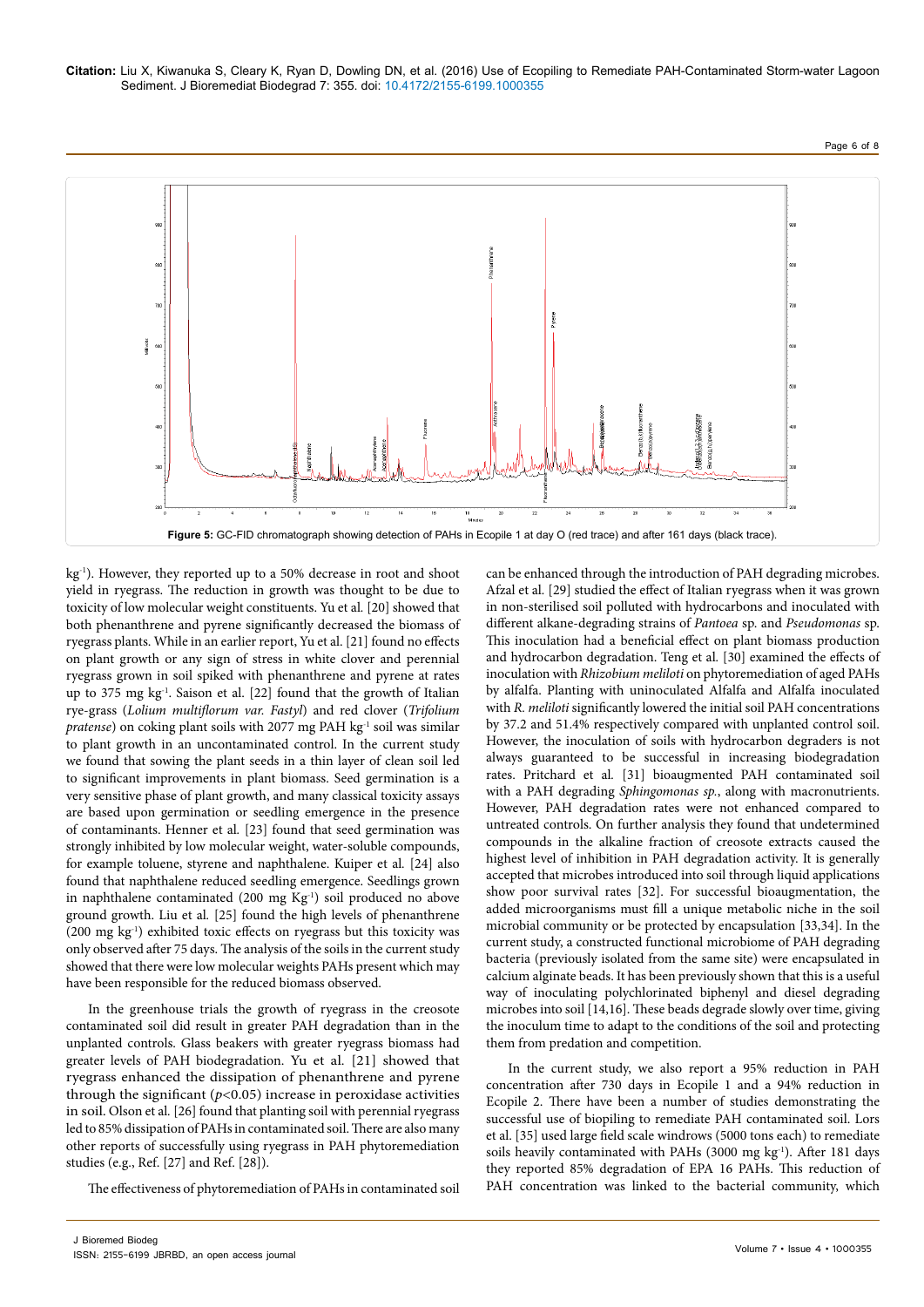**Figure 5:** GC-FID chromatograph showing detection of PAHs in Ecopile 1 at day O (red trace) and after 161 days (black trace).

kg$^{-1}$). However, they reported up to a 50% decrease in root and shoot yield in ryegrass. The reduction in growth was thought to be due to toxicity of low molecular weight constituents. Yu et al. [20] showed that both phenanthrene and pyrene significantly decreased the biomass of ryegrass plants. While in an earlier report, Yu et al. [21] found no effects on plant growth or any sign of stress in white clover and perennial ryegrass grown in soil spiked with phenanthrene and pyrene at rates up to 375 mg kg$^{-1}$. Saison et al. [22] found that the growth of Italian rye-grass (*Lolium multiflorum var. Fastyl*) and red clover (*Trifolium pratense*) on coking plant soils with 2077 mg PAH kg$^{-1}$ soil was similar to plant growth in an uncontaminated control. In the current study we found that sowing the plant seeds in a thin layer of clean soil led to significant improvements in plant biomass. Seed germination is a very sensitive phase of plant growth, and many classical toxicity assays are based upon germination or seedling emergence in the presence of contaminants. Henner et al. [23] found that seed germination was strongly inhibited by low molecular weight, water-soluble compounds, for example toluene, styrene and naphthalene. Kuiper et al. [24] also found that naphthalene reduced seedling emergence. Seedlings grown in naphthalene contaminated (200 mg Kg$^{-1}$) soil produced no above ground growth. Liu et al. [25] found the high levels of phenanthrene (200 mg kg$^{-1}$) exhibited toxic effects on ryegrass but this toxicity was only observed after 75 days. The analysis of the soils in the current study showed that there were low molecular weights PAHs present which may have been responsible for the reduced biomass observed.

In the greenhouse trials the growth of ryegrass in the creosote contaminated soil did result in greater PAH degradation than in the unplanted controls. Glass beakers with greater ryegrass biomass had greater levels of PAH biodegradation. Yu et al. [21] showed that ryegrass enhanced the dissipation of phenanthrene and pyrene through the significant ($p<0.05$) increase in peroxidase activities in soil. Olson et al. [26] found that planting soil with perennial ryegrass led to 85% dissipation of PAHs in contaminated soil. There are also many other reports of successfully using ryegrass in PAH phytoremediation studies (e.g., Ref. [27] and Ref. [28]).

The effectiveness of phytoremediation of PAHs in contaminated soil can be enhanced through the introduction of PAH degrading microbes. Afzal et al. [29] studied the effect of Italian ryegrass when it was grown in non-sterilised soil polluted with hydrocarbons and inoculated with different alkane-degrading strains of *Pantoea* sp. and *Pseudomonas* sp. This inoculation had a beneficial effect on plant biomass production and hydrocarbon degradation. Teng et al. [30] examined the effects of inoculation with *Rhizobium meliloti* on phytoremediation of aged PAHs by alfalfa. Planting with uninoculated Alfalfa and Alfalfa inoculated with *R. meliloti* significantly lowered the initial soil PAH concentrations by 37.2 and 51.4% respectively compared with unplanted control soil. However, the inoculation of soils with hydrocarbon degraders is not always guaranteed to be successful in increasing biodegradation rates. Pritchard et al. [31] bioaugmented PAH contaminated soil with a PAH degrading *Sphingomonas sp.*, along with macronutrients. However, PAH degradation rates were not enhanced compared to untreated controls. On further analysis they found that undetermined compounds in the alkaline fraction of creosote extracts caused the highest level of inhibition in PAH degradation activity. It is generally accepted that microbes introduced into soil through liquid applications show poor survival rates [32]. For successful bioaugmentation, the added microorganisms must fill a unique metabolic niche in the soil microbial community or be protected by encapsulation [33,34]. In the current study, a constructed functional microbiome of PAH degrading bacteria (previously isolated from the same site) were encapsulated in calcium alginate beads. It has been previously shown that this is a useful way of inoculating polychlorinated biphenyl and diesel degrading microbes into soil [14,16]. These beads degrade slowly over time, giving the inoculum time to adapt to the conditions of the soil and protecting them from predation and competition.

In the current study, we also report a 95% reduction in PAH concentration after 730 days in Ecopile 1 and a 94% reduction in Ecopile 2. There have been a number of studies demonstrating the successful use of biopiling to remediate PAH contaminated soil. Lors et al. [35] used large field scale windrows (5000 tons each) to remediate soils heavily contaminated with PAHs (3000 mg kg$^{-1}$). After 181 days they reported 85% degradation of EPA 16 PAHs. This reduction of PAH concentration was linked to the bacterial community, which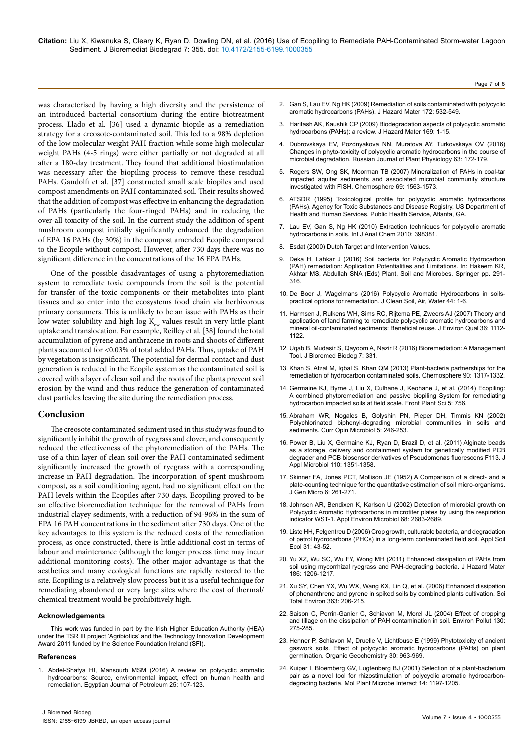was characterised by having a high diversity and the persistence of an introduced bacterial consortium during the entire biotreatment process. Llado et al. [36] used a dynamic biopile as a remediation strategy for a creosote-contaminated soil. This led to a 98% depletion of the low molecular weight PAH fraction while some high molecular weight PAHs (4-5 rings) were either partially or not degraded at all after a 180-day treatment. They found that additional biostimulation was necessary after the biopiling process to remove these residual PAHs. Gandolfi et al. [37] constructed small scale biopiles and used compost amendments on PAH contaminated soil. Their results showed that the addition of compost was effective in enhancing the degradation of PAHs (particularly the four-ringed PAHs) and in reducing the over-all toxicity of the soil. In the current study the addition of spent mushroom compost initially significantly enhanced the degradation of EPA 16 PAHs (by 30%) in the compost amended Ecopile compared to the Ecopile without compost. However, after 730 days there was no significant difference in the concentrations of the 16 EPA PAHs.

One of the possible disadvantages of using a phytoremediation system to remediate toxic compounds from the soil is the potential for transfer of the toxic components or their metabolites into plant tissues and so enter into the ecosystems food chain via herbivorous primary consumers. This is unlikely to be an issue with PAHs as their low water solubility and high log $K_{ow}$ values result in very little plant uptake and translocation. For example, Reilley et al. [38] found the total accumulation of pyrene and anthracene in roots and shoots of different plants accounted for <0.03% of total added PAHs. Thus, uptake of PAH by vegetation is insignificant. The potential for dermal contact and dust generation is reduced in the Ecopile system as the contaminated soil is covered with a layer of clean soil and the roots of the plants prevent soil erosion by the wind and thus reduce the generation of contaminated dust particles leaving the site during the remediation process.

## Conclusion

The creosote contaminated sediment used in this study was found to significantly inhibit the growth of ryegrass and clover, and consequently reduced the effectiveness of the phytoremediation of the PAHs. The use of a thin layer of clean soil over the PAH contaminated sediment significantly increased the growth of ryegrass with a corresponding increase in PAH degradation. The incorporation of spent mushroom compost, as a soil conditioning agent, had no significant effect on the PAH levels within the Ecopiles after 730 days. Ecopiling proved to be an effective bioremediation technique for the removal of PAHs from industrial clayey sediments, with a reduction of 94-96% in the sum of EPA 16 PAH concentrations in the sediment after 730 days. One of the key advantages to this system is the reduced costs of the remediation process, as once constructed, there is little additional cost in terms of labour and maintenance (although the longer process time may incur additional monitoring costs). The other major advantage is that the aesthetics and many ecological functions are rapidly restored to the site. Ecopiling is a relatively slow process but it is a useful technique for remediating abandoned or very large sites where the cost of thermal/chemical treatment would be prohibitively high.

### Acknowledgements

This work was funded in part by the Irish Higher Education Authority (HEA) under the TSR III project 'Agribiotics' and the Technology Innovation Development Award 2011 funded by the Science Foundation Ireland (SFI).

### References

1. Abdel-Shafya HI, Mansourb MSM (2016) A review on polycyclic aromatic hydrocarbons: Source, environmental impact, effect on human health and remediation. Egyptian Journal of Petroleum 25: 107-123.
2. Gan S, Lau EV, Ng HK (2009) Remediation of soils contaminated with polycyclic aromatic hydrocarbons (PAHs). J Hazard Mater 172: 532-549.
3. Haritash AK, Kaushik CP (2009) Biodegradation aspects of polycyclic aromatic hydrocarbons (PAHs): a review. J Hazard Mater 169: 1-15.
4. Dubrovskaya EV, Pozdnyakova NN, Muratova AY, Turkovskaya OV (2016) Changes in phyto-toxicity of polycyclic aromatic hydrocarbons in the course of microbial degradation. Russian Journal of Plant Physiology 63: 172-179.
5. Rogers SW, Ong SK, Moorman TB (2007) Mineralization of PAHs in coal-tar impacted aquifer sediments and associated microbial community structure investigated with FISH. Chemosphere 69: 1563-1573.
6. ATSDR (1995) Toxicological profile for polycyclic aromatic hydrocarbons (PAHs). Agency for Toxic Substances and Disease Registry, US Department of Health and Human Services, Public Health Service, Atlanta, GA.
7. Lau EV, Gan S, Ng HK (2010) Extraction techniques for polycyclic aromatic hydrocarbons in soils. Int J Anal Chem 2010: 398381.
8. Esdat (2000) Dutch Target and Intervention Values.
9. Deka H, Lahkar J (2016) Soil bacteria for Polycyclic Aromatic Hydrocarbon (PAH) remediation: Application Potentialities and Limitations. In: Hakeem KR, Akhtar MS, Abdullah SNA (Eds) Plant, Soil and Microbes. Springer pp. 291-316.
10. De Boer J, Wagelmans (2016) Polycyclic Aromatic Hydrocarbons in soils-practical options for remediation. J Clean Soil, Air, Water 44: 1-6.
11. Harmsen J, Rulkens WH, Sims RC, Rijtema PE, Zweers AJ (2007) Theory and application of land farming to remediate polycyclic aromatic hydrocarbons and mineral oil-contaminated sediments: Beneficial reuse. J Environ Qual 36: 1112-1122.
12. Uqab B, Mudasir S, Qayoom A, Nazir R (2016) Bioremediation: A Management Tool. J Bioremed Biodeg 7: 331.
13. Khan S, Afzal M, Iqbal S, Khan QM (2013) Plant-bacteria partnerships for the remediation of hydrocarbon contaminated soils. Chemosphere 90: 1317-1332.
14. Germaine KJ, Byrne J, Liu X, Culhane J, Keohane J, et al. (2014) Ecopiling: A combined phytoremediation and passive biopiling System for remediating hydrocarbon impacted soils at field scale. Front Plant Sci 5: 756.
15. Abraham WR, Nogales B, Golyshin PN, Pieper DH, Timmis KN (2002) Polychlorinated biphenyl-degrading microbial communities in soils and sediments. Curr Opin Microbiol 5: 246-253.
16. Power B, Liu X, Germaine KJ, Ryan D, Brazil D, et al. (2011) Alginate beads as a storage, delivery and containment system for genetically modified PCB degrader and PCB biosensor derivatives of Pseudomonas fluorescens F113. J Appl Microbiol 110: 1351-1358.
17. Skinner FA, Jones PCT, Mollison JE (1952) A Comparison of a direct- and a plate-counting technique for the quantitative estimation of soil micro-organisms. J Gen Micro 6: 261-271.
18. Johnsen AR, Bendixen K, Karlson U (2002) Detection of microbial growth on Polycyclic Aromatic Hydrocarbons in microtiter plates by using the respiration indicator WST-1. Appl Environ Microbiol 68: 2683-2689.
19. Liste HH, Felgentreu D (2006) Crop growth, culturable bacteria, and degradation of petrol hydrocarbons (PHCs) in a long-term contaminated field soil. Appl Soil Ecol 31: 43-52.
20. Yu XZ, Wu SC, Wu FY, Wong MH (2011) Enhanced dissipation of PAHs from soil using mycorrhizal ryegrass and PAH-degrading bacteria. J Hazard Mater 186: 1206-1217.
21. Xu SY, Chen YX, Wu WX, Wang KX, Lin Q, et al. (2006) Enhanced dissipation of phenanthrene and pyrene in spiked soils by combined plants cultivation. Sci Total Environ 363: 206-215.
22. Saison C, Perrin-Ganier C, Schiavon M, Morel JL (2004) Effect of cropping and tillage on the dissipation of PAH contamination in soil. Environ Pollut 130: 275-285.
23. Henner P, Schiavon M, Druelle V, Lichtfouse E (1999) Phytotoxicity of ancient gaswork soils. Effect of polycyclic aromatic hydrocarbons (PAHs) on plant germination. Organic Geochemistry 30: 963-969.
24. Kuiper I, Bloemberg GV, Lugtenberg BJ (2001) Selection of a plant-bacterium pair as a novel tool for rhizostimulation of polycyclic aromatic hydrocarbon-degrading bacteria. Mol Plant Microbe Interact 14: 1197-1205.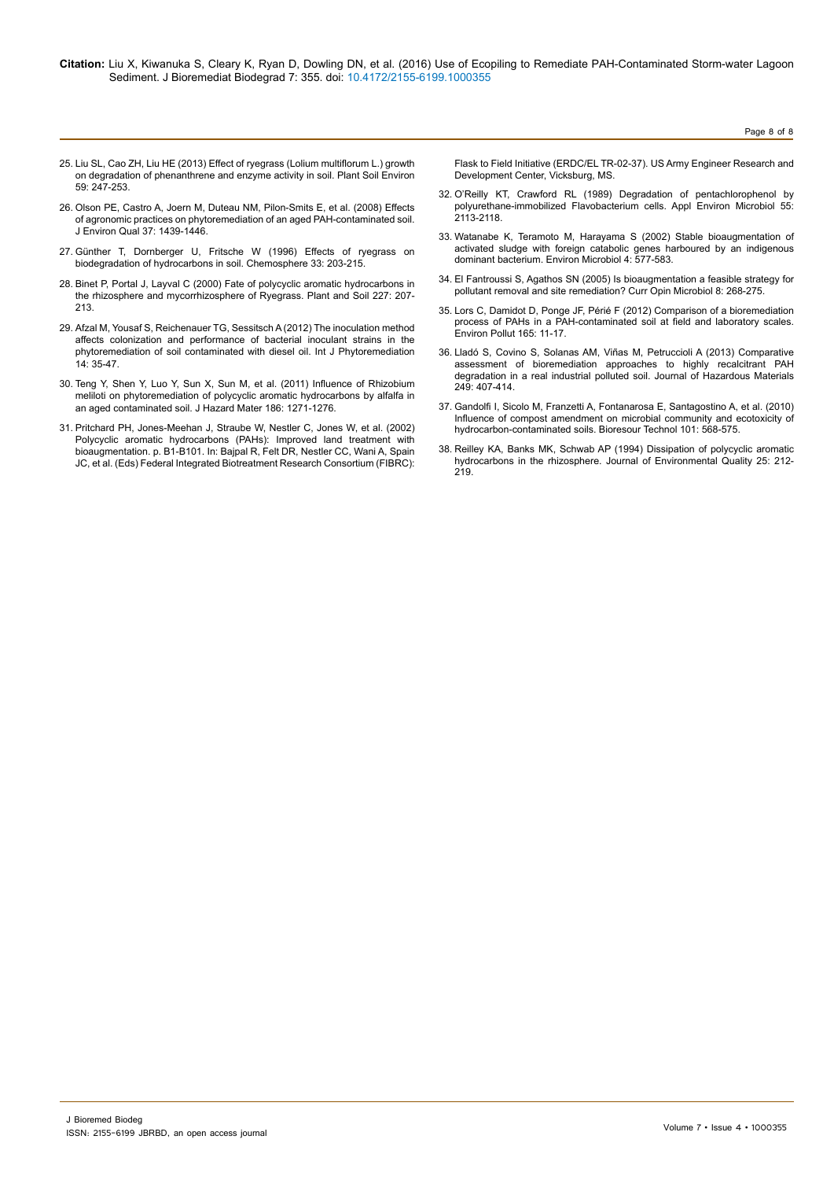25. Liu SL, Cao ZH, Liu HE (2013) Effect of ryegrass (Lolium multiflorum L.) growth on degradation of phenanthrene and enzyme activity in soil. Plant Soil Environ 59: 247-253.

26. Olson PE, Castro A, Joern M, Duteau NM, Pilon-Smits E, et al. (2008) Effects of agronomic practices on phytoremediation of an aged PAH-contaminated soil. J Environ Qual 37: 1439-1446.

27. Günther T, Dornberger U, Fritsche W (1996) Effects of ryegrass on biodegradation of hydrocarbons in soil. Chemosphere 33: 203-215.

28. Binet P, Portal J, Layval C (2000) Fate of polycyclic aromatic hydrocarbons in the rhizosphere and mycorrhizosphere of Ryegrass. Plant and Soil 227: 207-213.

29. Afzal M, Yousaf S, Reichenauer TG, Sessitsch A (2012) The inoculation method affects colonization and performance of bacterial inoculant strains in the phytoremediation of soil contaminated with diesel oil. Int J Phytoremediation 14: 35-47.

30. Teng Y, Shen Y, Luo Y, Sun X, Sun M, et al. (2011) Influence of Rhizobium meliloti on phytoremediation of polycyclic aromatic hydrocarbons by alfalfa in an aged contaminated soil. J Hazard Mater 186: 1271-1276.

31. Pritchard PH, Jones-Meehan J, Straube W, Nestler C, Jones W, et al. (2002) Polycyclic aromatic hydrocarbons (PAHs): Improved land treatment with bioaugmentation. p. B1-B101. In: Bajpal R, Felt DR, Nestler CC, Wani A, Spain JC, et al. (Eds) Federal Integrated Biotreatment Research Consortium (FIBRC): Flask to Field Initiative (ERDC/EL TR-02-37). US Army Engineer Research and Development Center, Vicksburg, MS.

32. O'Reilly KT, Crawford RL (1989) Degradation of pentachlorophenol by polyurethane-immobilized Flavobacterium cells. Appl Environ Microbiol 55: 2113-2118.

33. Watanabe K, Teramoto M, Harayama S (2002) Stable bioaugmentation of activated sludge with foreign catabolic genes harboured by an indigenous dominant bacterium. Environ Microbiol 4: 577-583.

34. El Fantroussi S, Agathos SN (2005) Is bioaugmentation a feasible strategy for pollutant removal and site remediation? Curr Opin Microbiol 8: 268-275.

35. Lors C, Damidot D, Ponge JF, Périé F (2012) Comparison of a bioremediation process of PAHs in a PAH-contaminated soil at field and laboratory scales. Environ Pollut 165: 11-17.

36. Lladó S, Covino S, Solanas AM, Viñas M, Petruccioli A (2013) Comparative assessment of bioremediation approaches to highly recalcitrant PAH degradation in a real industrial polluted soil. Journal of Hazardous Materials 249: 407-414.

37. Gandolfi I, Sicolo M, Franzetti A, Fontanarosa E, Santagostino A, et al. (2010) Influence of compost amendment on microbial community and ecotoxicity of hydrocarbon-contaminated soils. Bioresour Technol 101: 568-575.

38. Reilley KA, Banks MK, Schwab AP (1994) Dissipation of polycyclic aromatic hydrocarbons in the rhizosphere. Journal of Environmental Quality 25: 212-219.